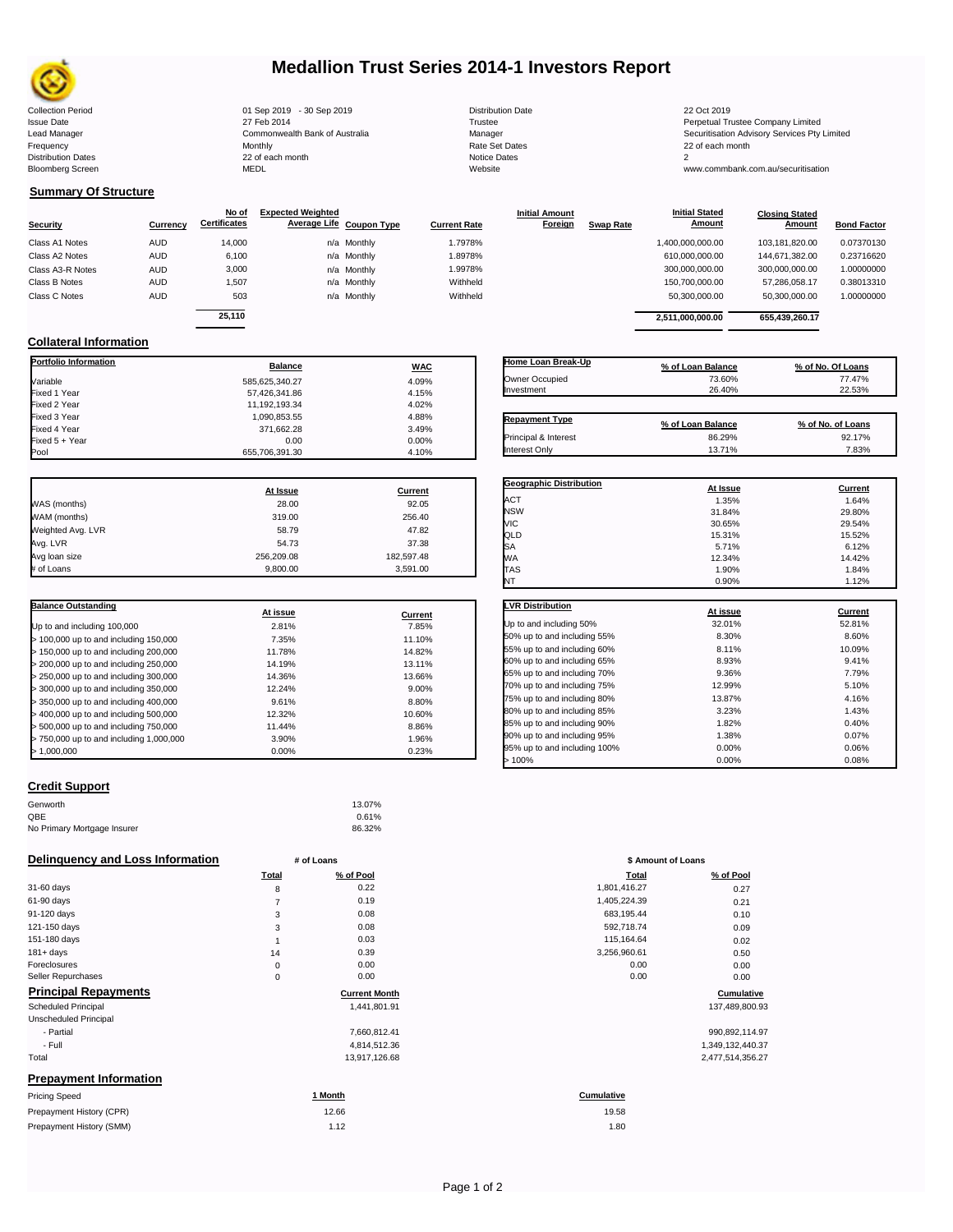# Medallion Trust Series 2014-1 Investors Report

| | | | |
|---|---|---|---|
| Collection Period | 01 Sep 2019 - 30 Sep 2019 | Distribution Date | 22 Oct 2019 |
| Issue Date | 27 Feb 2014 | Trustee | Perpetual Trustee Company Limited |
| Lead Manager | Commonwealth Bank of Australia | Manager | Securitisation Advisory Services Pty Limited |
| Frequency | Monthly | Rate Set Dates | 22 of each month |
| Distribution Dates | 22 of each month | Notice Dates | 2 |
| Bloomberg Screen | MEDL | Website | www.commbank.com.au/securitisation |

## Summary Of Structure

| Security | Currency | No of Certificates | Expected Weighted Average Life | Coupon Type | Current Rate | Initial Amount Foreign | Swap Rate | Initial Stated Amount | Closing Stated Amount | Bond Factor |
|---|---|---|---|---|---|---|---|---|---|---|
| Class A1 Notes | AUD | 14,000 | n/a | Monthly | 1.7978% | | | 1,400,000,000.00 | 103,181,820.00 | 0.07370130 |
| Class A2 Notes | AUD | 6,100 | n/a | Monthly | 1.8978% | | | 610,000,000.00 | 144,671,382.00 | 0.23716620 |
| Class A3-R Notes | AUD | 3,000 | n/a | Monthly | 1.9978% | | | 300,000,000.00 | 300,000,000.00 | 1.00000000 |
| Class B Notes | AUD | 1,507 | n/a | Monthly | Withheld | | | 150,700,000.00 | 57,286,058.17 | 0.38013310 |
| Class C Notes | AUD | 503 | n/a | Monthly | Withheld | | | 50,300,000.00 | 50,300,000.00 | 1.00000000 |
| | | 25,110 | | | | | | 2,511,000,000.00 | 655,439,260.17 | |

## Collateral Information

| Portfolio Information | Balance | WAC |
|---|---|---|
| Variable | 585,625,340.27 | 4.09% |
| Fixed 1 Year | 57,426,341.86 | 4.15% |
| Fixed 2 Year | 11,192,193.34 | 4.02% |
| Fixed 3 Year | 1,090,853.55 | 4.88% |
| Fixed 4 Year | 371,662.28 | 3.49% |
| Fixed 5 + Year | 0.00 | 0.00% |
| Pool | 655,706,391.30 | 4.10% |

| Home Loan Break-Up | % of Loan Balance | % of No. Of Loans |
|---|---|---|
| Owner Occupied | 73.60% | 77.47% |
| Investment | 26.40% | 22.53% |

| Repayment Type | % of Loan Balance | % of No. of Loans |
|---|---|---|
| Principal & Interest | 86.29% | 92.17% |
| Interest Only | 13.71% | 7.83% |

| | At Issue | Current |
|---|---|---|
| WAS (months) | 28.00 | 92.05 |
| WAM (months) | 319.00 | 256.40 |
| Weighted Avg. LVR | 58.79 | 47.82 |
| Avg. LVR | 54.73 | 37.38 |
| Avg loan size | 256,209.08 | 182,597.48 |
| # of Loans | 9,800.00 | 3,591.00 |

| Geographic Distribution | At Issue | Current |
|---|---|---|
| ACT | 1.35% | 1.64% |
| NSW | 31.84% | 29.80% |
| VIC | 30.65% | 29.54% |
| QLD | 15.31% | 15.52% |
| SA | 5.71% | 6.12% |
| WA | 12.34% | 14.42% |
| TAS | 1.90% | 1.84% |
| NT | 0.90% | 1.12% |

| Balance Outstanding | At issue | Current |
|---|---|---|
| Up to and including 100,000 | 2.81% | 7.85% |
| > 100,000 up to and including 150,000 | 7.35% | 11.10% |
| > 150,000 up to and including 200,000 | 11.78% | 14.82% |
| > 200,000 up to and including 250,000 | 14.19% | 13.11% |
| > 250,000 up to and including 300,000 | 14.36% | 13.66% |
| > 300,000 up to and including 350,000 | 12.24% | 9.00% |
| > 350,000 up to and including 400,000 | 9.61% | 8.80% |
| > 400,000 up to and including 500,000 | 12.32% | 10.60% |
| > 500,000 up to and including 750,000 | 11.44% | 8.86% |
| > 750,000 up to and including 1,000,000 | 3.90% | 1.96% |
| > 1,000,000 | 0.00% | 0.23% |

| LVR Distribution | At issue | Current |
|---|---|---|
| Up to and including 50% | 32.01% | 52.81% |
| 50% up to and including 55% | 8.30% | 8.60% |
| 55% up to and including 60% | 8.11% | 10.09% |
| 60% up to and including 65% | 8.93% | 9.41% |
| 65% up to and including 70% | 9.36% | 7.79% |
| 70% up to and including 75% | 12.99% | 5.10% |
| 75% up to and including 80% | 13.87% | 4.16% |
| 80% up to and including 85% | 3.23% | 1.43% |
| 85% up to and including 90% | 1.82% | 0.40% |
| 90% up to and including 95% | 1.38% | 0.07% |
| 95% up to and including 100% | 0.00% | 0.06% |
| > 100% | 0.00% | 0.08% |

## Credit Support

| | |
|---|---|
| Genworth | 13.07% |
| QBE | 0.61% |
| No Primary Mortgage Insurer | 86.32% |

## Delinquency and Loss Information

| | # of Loans Total | # of Loans % of Pool | $ Amount of Loans Total | $ Amount of Loans % of Pool |
|---|---|---|---|---|
| 31-60 days | 8 | 0.22 | 1,801,416.27 | 0.27 |
| 61-90 days | 7 | 0.19 | 1,405,224.39 | 0.21 |
| 91-120 days | 3 | 0.08 | 683,195.44 | 0.10 |
| 121-150 days | 3 | 0.08 | 592,718.74 | 0.09 |
| 151-180 days | 1 | 0.03 | 115,164.64 | 0.02 |
| 181+ days | 14 | 0.39 | 3,256,960.61 | 0.50 |
| Foreclosures | 0 | 0.00 | 0.00 | 0.00 |
| Seller Repurchases | 0 | 0.00 | 0.00 | 0.00 |

## Principal Repayments

| | Current Month | Cumulative |
|---|---|---|
| Scheduled Principal | 1,441,801.91 | 137,489,800.93 |
| Unscheduled Principal | | |
| - Partial | 7,660,812.41 | 990,892,114.97 |
| - Full | 4,814,512.36 | 1,349,132,440.37 |
| Total | 13,917,126.68 | 2,477,514,356.27 |

## Prepayment Information

| Pricing Speed | 1 Month | Cumulative |
|---|---|---|
| Prepayment History (CPR) | 12.66 | 19.58 |
| Prepayment History (SMM) | 1.12 | 1.80 |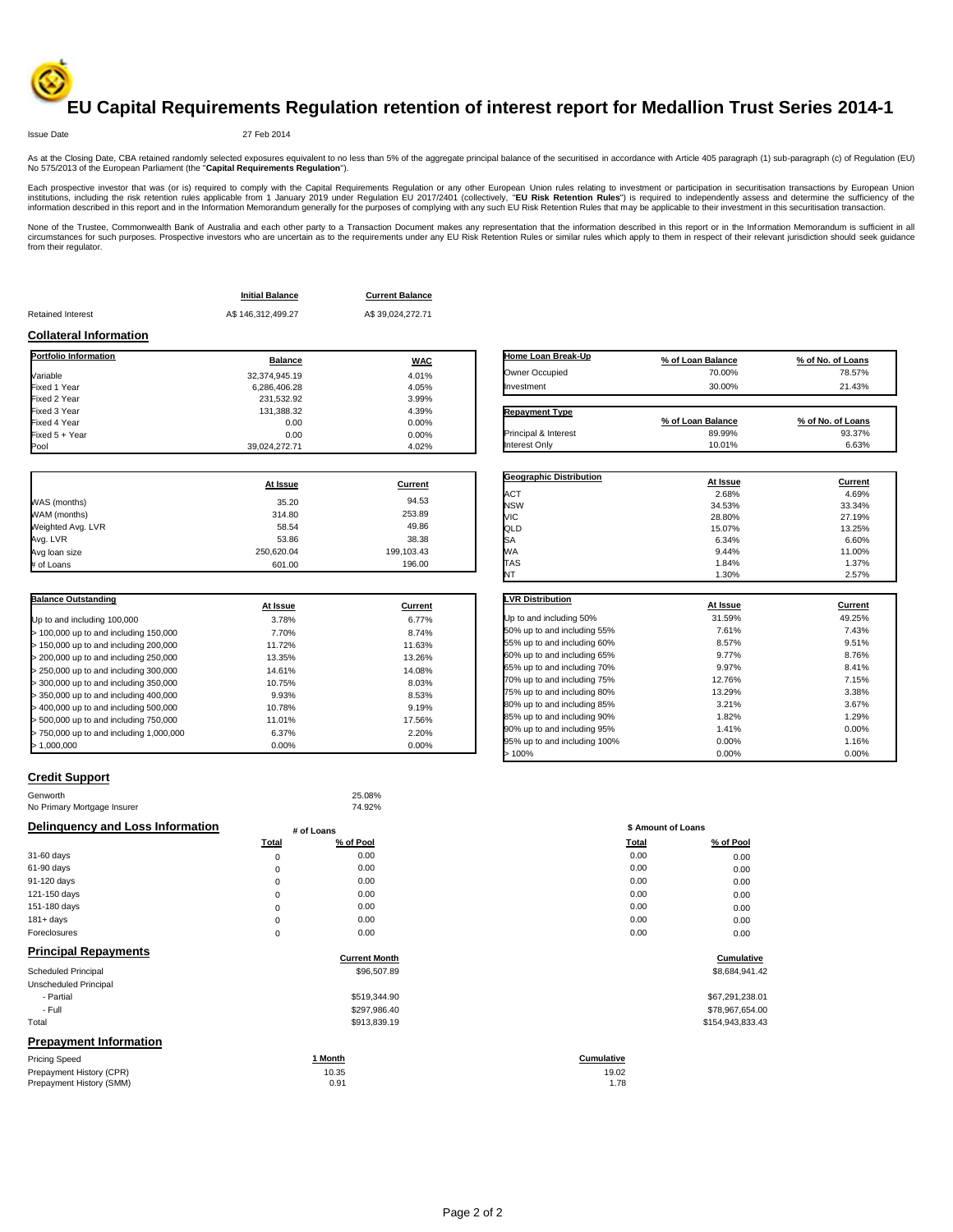# EU Capital Requirements Regulation retention of interest report for Medallion Trust Series 2014-1

Issue Date 27 Feb 2014

As at the Closing Date, CBA retained randomly selected exposures equivalent to no less than 5% of the aggregate principal balance of the securitised in accordance with Article 405 paragraph (1) sub-paragraph (c) of Regulation (EU) No 575/2013 of the European Parliament (the "**Capital Requirements Regulation**").

Each prospective investor that was (or is) required to comply with the Capital Requirements Regulation or any other European Union rules relating to investment or participation in securitisation transactions by European Union institutions, including the risk retention rules applicable from 1 January 2019 under Regulation EU 2017/2401 (collectively, "**EU Risk Retention Rules**") is required to independently assess and determine the sufficiency of the information described in this report and in the Information Memorandum generally for the purposes of complying with any such EU Risk Retention Rules that may be applicable to their investment in this securitisation transaction.

None of the Trustee, Commonwealth Bank of Australia and each other party to a Transaction Document makes any representation that the information described in this report or in the Information Memorandum is sufficient in all circumstances for such purposes. Prospective investors who are uncertain as to the requirements under any EU Risk Retention Rules or similar rules which apply to them in respect of their relevant jurisdiction should seek guidance from their regulator.

| | Initial Balance | Current Balance |
|---|---|---|
| Retained Interest | A$ 146,312,499.27 | A$ 39,024,272.71 |

## Collateral Information

| Portfolio Information | Balance | WAC |
|---|---|---|
| Variable | 32,374,945.19 | 4.01% |
| Fixed 1 Year | 6,286,406.28 | 4.05% |
| Fixed 2 Year | 231,532.92 | 3.99% |
| Fixed 3 Year | 131,388.32 | 4.39% |
| Fixed 4 Year | 0.00 | 0.00% |
| Fixed 5 + Year | 0.00 | 0.00% |
| Pool | 39,024,272.71 | 4.02% |

| Home Loan Break-Up | % of Loan Balance | % of No. of Loans |
|---|---|---|
| Owner Occupied | 70.00% | 78.57% |
| Investment | 30.00% | 21.43% |

| Repayment Type | % of Loan Balance | % of No. of Loans |
|---|---|---|
| Principal & Interest | 89.99% | 93.37% |
| Interest Only | 10.01% | 6.63% |

| | At Issue | Current |
|---|---|---|
| WAS (months) | 35.20 | 94.53 |
| WAM (months) | 314.80 | 253.89 |
| Weighted Avg. LVR | 58.54 | 49.86 |
| Avg. LVR | 53.86 | 38.38 |
| Avg loan size | 250,620.04 | 199,103.43 |
| # of Loans | 601.00 | 196.00 |

| Geographic Distribution | At Issue | Current |
|---|---|---|
| ACT | 2.68% | 4.69% |
| NSW | 34.53% | 33.34% |
| VIC | 28.80% | 27.19% |
| QLD | 15.07% | 13.25% |
| SA | 6.34% | 6.60% |
| WA | 9.44% | 11.00% |
| TAS | 1.84% | 1.37% |
| NT | 1.30% | 2.57% |

| Balance Outstanding | At Issue | Current |
|---|---|---|
| Up to and including 100,000 | 3.78% | 6.77% |
| > 100,000 up to and including 150,000 | 7.70% | 8.74% |
| > 150,000 up to and including 200,000 | 11.72% | 11.63% |
| > 200,000 up to and including 250,000 | 13.35% | 13.26% |
| > 250,000 up to and including 300,000 | 14.61% | 14.08% |
| > 300,000 up to and including 350,000 | 10.75% | 8.03% |
| > 350,000 up to and including 400,000 | 9.93% | 8.53% |
| > 400,000 up to and including 500,000 | 10.78% | 9.19% |
| > 500,000 up to and including 750,000 | 11.01% | 17.56% |
| > 750,000 up to and including 1,000,000 | 6.37% | 2.20% |
| > 1,000,000 | 0.00% | 0.00% |

| LVR Distribution | At Issue | Current |
|---|---|---|
| Up to and including 50% | 31.59% | 49.25% |
| 50% up to and including 55% | 7.61% | 7.43% |
| 55% up to and including 60% | 8.57% | 9.51% |
| 60% up to and including 65% | 9.77% | 8.76% |
| 65% up to and including 70% | 9.97% | 8.41% |
| 70% up to and including 75% | 12.76% | 7.15% |
| 75% up to and including 80% | 13.29% | 3.38% |
| 80% up to and including 85% | 3.21% | 3.67% |
| 85% up to and including 90% | 1.82% | 1.29% |
| 90% up to and including 95% | 1.41% | 0.00% |
| 95% up to and including 100% | 0.00% | 1.16% |
| > 100% | 0.00% | 0.00% |

## Credit Support

| | |
|---|---|
| Genworth | 25.08% |
| No Primary Mortgage Insurer | 74.92% |

## Delinquency and Loss Information

| | # of Loans | | $ Amount of Loans | |
|---|---|---|---|---|
| | Total | % of Pool | Total | % of Pool |
| 31-60 days | 0 | 0.00 | 0.00 | 0.00 |
| 61-90 days | 0 | 0.00 | 0.00 | 0.00 |
| 91-120 days | 0 | 0.00 | 0.00 | 0.00 |
| 121-150 days | 0 | 0.00 | 0.00 | 0.00 |
| 151-180 days | 0 | 0.00 | 0.00 | 0.00 |
| 181+ days | 0 | 0.00 | 0.00 | 0.00 |
| Foreclosures | 0 | 0.00 | 0.00 | 0.00 |

## Principal Repayments

| | Current Month | Cumulative |
|---|---|---|
| Scheduled Principal | $96,507.89 | $8,684,941.42 |
| Unscheduled Principal | | |
| - Partial | $519,344.90 | $67,291,238.01 |
| - Full | $297,986.40 | $78,967,654.00 |
| Total | $913,839.19 | $154,943,833.43 |

## Prepayment Information

| Pricing Speed | 1 Month | Cumulative |
|---|---|---|
| Prepayment History (CPR) | 10.35 | 19.02 |
| Prepayment History (SMM) | 0.91 | 1.78 |